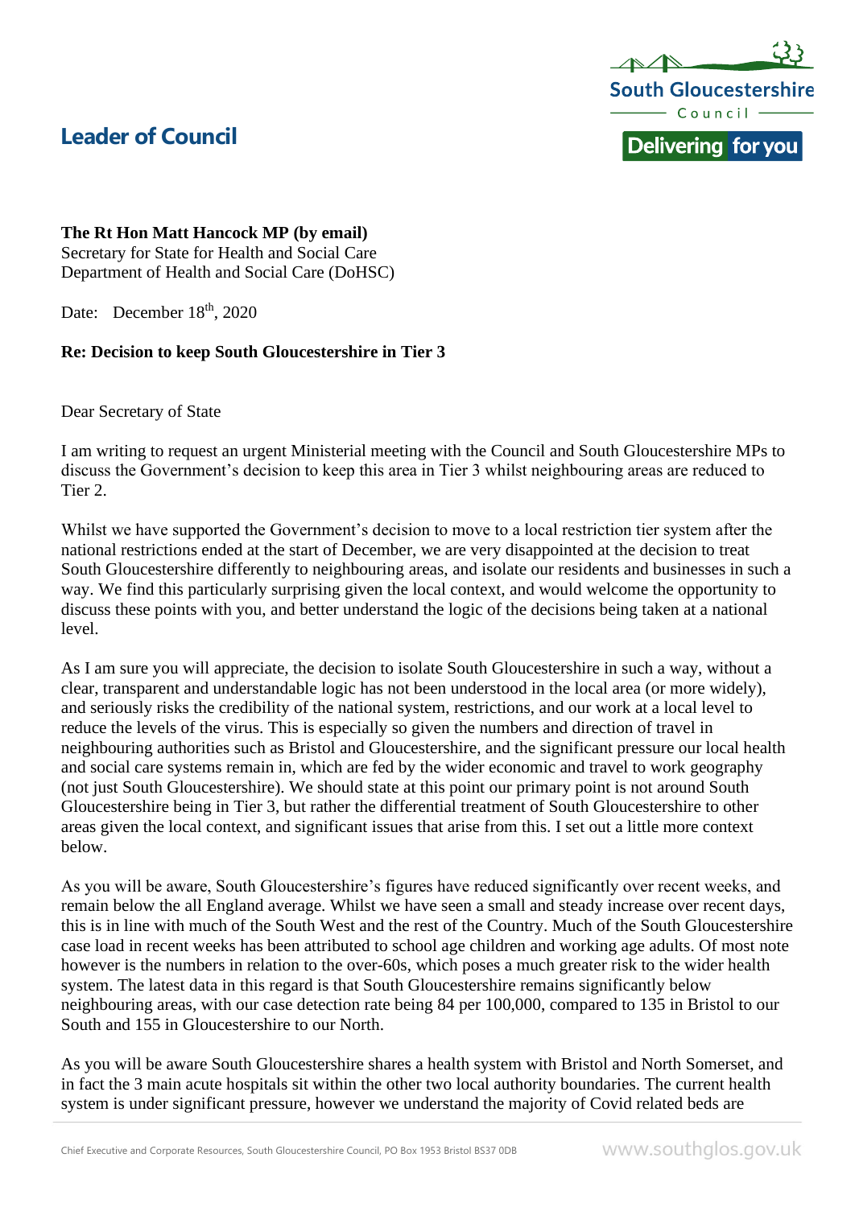# Leader of Council

South Gloucestershire Council

Delivering for you

**The Rt Hon Matt Hancock MP (by email)**
Secretary for State for Health and Social Care
Department of Health and Social Care (DoHSC)

Date: December 18th, 2020

**Re: Decision to keep South Gloucestershire in Tier 3**

Dear Secretary of State

I am writing to request an urgent Ministerial meeting with the Council and South Gloucestershire MPs to discuss the Government's decision to keep this area in Tier 3 whilst neighbouring areas are reduced to Tier 2.

Whilst we have supported the Government's decision to move to a local restriction tier system after the national restrictions ended at the start of December, we are very disappointed at the decision to treat South Gloucestershire differently to neighbouring areas, and isolate our residents and businesses in such a way. We find this particularly surprising given the local context, and would welcome the opportunity to discuss these points with you, and better understand the logic of the decisions being taken at a national level.

As I am sure you will appreciate, the decision to isolate South Gloucestershire in such a way, without a clear, transparent and understandable logic has not been understood in the local area (or more widely), and seriously risks the credibility of the national system, restrictions, and our work at a local level to reduce the levels of the virus. This is especially so given the numbers and direction of travel in neighbouring authorities such as Bristol and Gloucestershire, and the significant pressure our local health and social care systems remain in, which are fed by the wider economic and travel to work geography (not just South Gloucestershire). We should state at this point our primary point is not around South Gloucestershire being in Tier 3, but rather the differential treatment of South Gloucestershire to other areas given the local context, and significant issues that arise from this. I set out a little more context below.

As you will be aware, South Gloucestershire's figures have reduced significantly over recent weeks, and remain below the all England average. Whilst we have seen a small and steady increase over recent days, this is in line with much of the South West and the rest of the Country. Much of the South Gloucestershire case load in recent weeks has been attributed to school age children and working age adults. Of most note however is the numbers in relation to the over-60s, which poses a much greater risk to the wider health system. The latest data in this regard is that South Gloucestershire remains significantly below neighbouring areas, with our case detection rate being 84 per 100,000, compared to 135 in Bristol to our South and 155 in Gloucestershire to our North.

As you will be aware South Gloucestershire shares a health system with Bristol and North Somerset, and in fact the 3 main acute hospitals sit within the other two local authority boundaries. The current health system is under significant pressure, however we understand the majority of Covid related beds are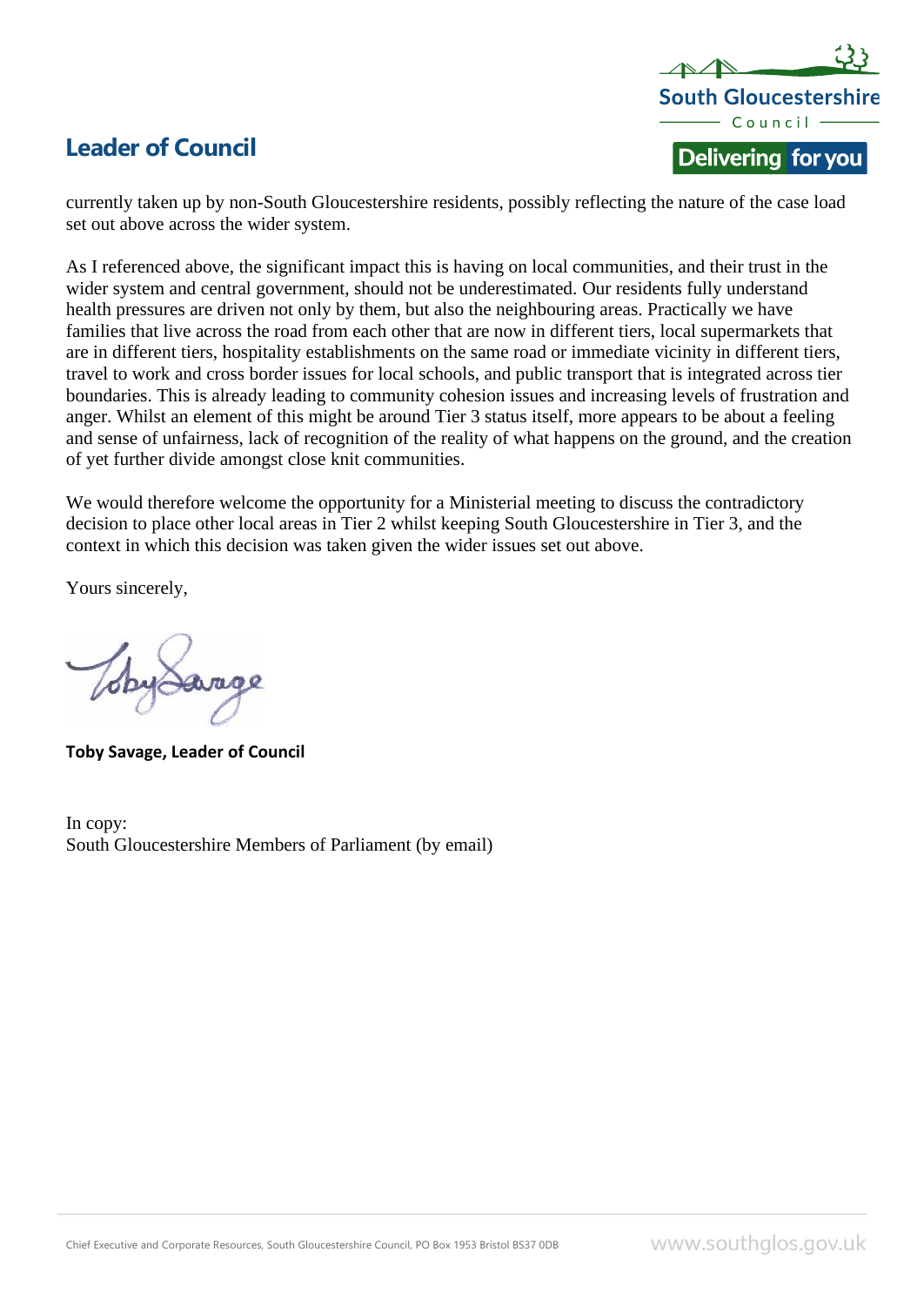## Leader of Council

currently taken up by non-South Gloucestershire residents, possibly reflecting the nature of the case load set out above across the wider system.

As I referenced above, the significant impact this is having on local communities, and their trust in the wider system and central government, should not be underestimated. Our residents fully understand health pressures are driven not only by them, but also the neighbouring areas. Practically we have families that live across the road from each other that are now in different tiers, local supermarkets that are in different tiers, hospitality establishments on the same road or immediate vicinity in different tiers, travel to work and cross border issues for local schools, and public transport that is integrated across tier boundaries. This is already leading to community cohesion issues and increasing levels of frustration and anger. Whilst an element of this might be around Tier 3 status itself, more appears to be about a feeling and sense of unfairness, lack of recognition of the reality of what happens on the ground, and the creation of yet further divide amongst close knit communities.

We would therefore welcome the opportunity for a Ministerial meeting to discuss the contradictory decision to place other local areas in Tier 2 whilst keeping South Gloucestershire in Tier 3, and the context in which this decision was taken given the wider issues set out above.

Yours sincerely,

**Toby Savage, Leader of Council**

In copy:
South Gloucestershire Members of Parliament (by email)